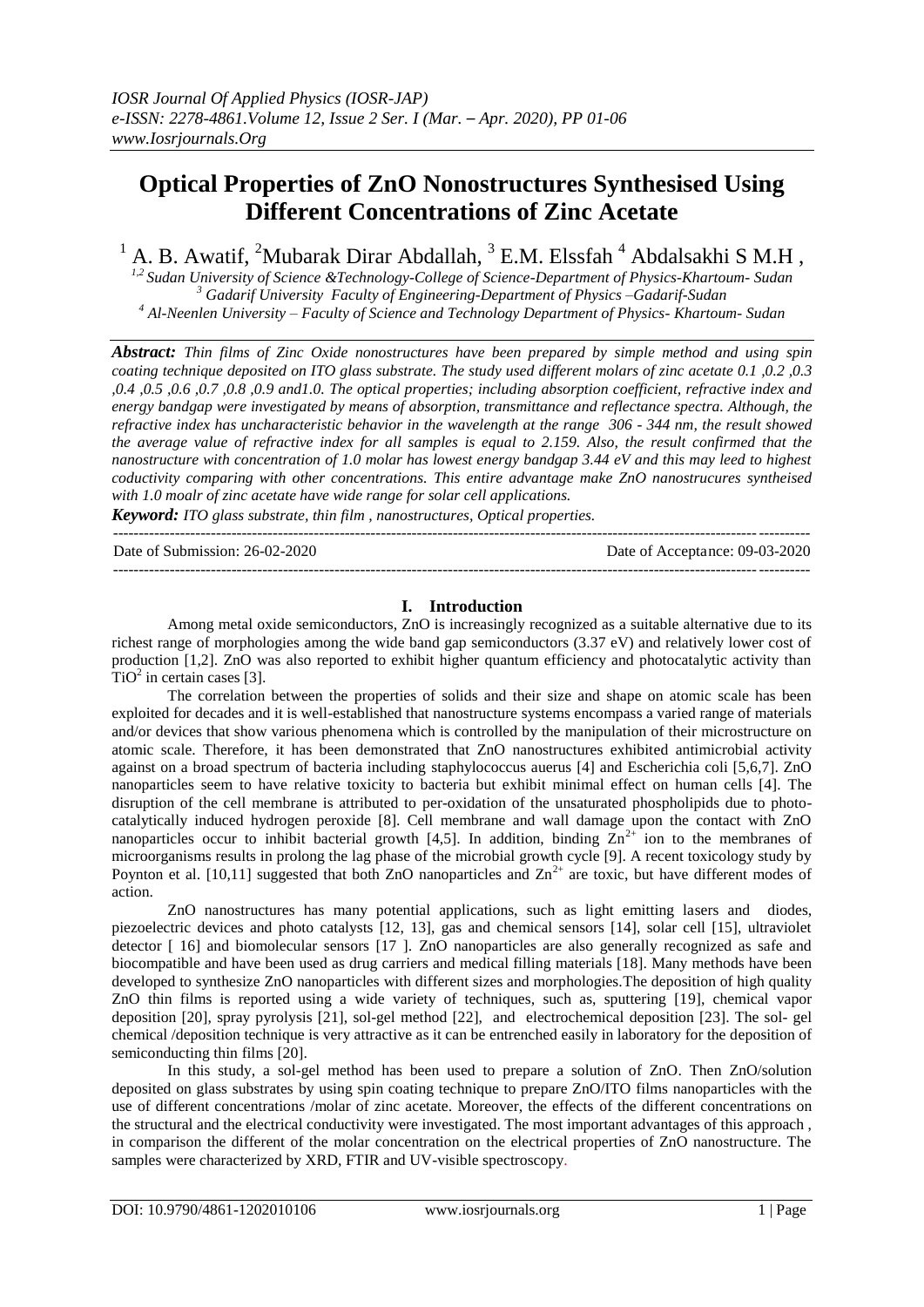# Optical Properties of ZnO Nonostructures Synthesised Using Different Concentrations of Zinc Acetate

[1] A. B. Awatif, [2]Mubarak Dirar Abdallah, [3] E.M. Elssfah [4] Abdalsakhi S M.H ,

*[1,2] Sudan University of Science &Technology-College of Science-Department of Physics-Khartoum- Sudan*
*[3] Gadarif University Faculty of Engineering-Department of Physics –Gadarif-Sudan*
*[4] Al-Neenlen University – Faculty of Science and Technology Department of Physics- Khartoum- Sudan*

***Abstract:*** *Thin films of Zinc Oxide nonostructures have been prepared by simple method and using spin coating technique deposited on ITO glass substrate. The study used different molars of zinc acetate 0.1 ,0.2 ,0.3 ,0.4 ,0.5 ,0.6 ,0.7 ,0.8 ,0.9 and1.0. The optical properties; including absorption coefficient, refractive index and energy bandgap were investigated by means of absorption, transmittance and reflectance spectra. Although, the refractive index has uncharacteristic behavior in the wavelength at the range 306 - 344 nm, the result showed the average value of refractive index for all samples is equal to 2.159. Also, the result confirmed that the nanostructure with concentration of 1.0 molar has lowest energy bandgap 3.44 eV and this may leed to highest coductivity comparing with other concentrations. This entire advantage make ZnO nanostrucures syntheised with 1.0 moalr of zinc acetate have wide range for solar cell applications.*

***Keyword:*** *ITO glass substrate, thin film , nanostructures, Optical properties.*

---

Date of Submission: 26-02-2020 Date of Acceptance: 09-03-2020

---

## I. Introduction

Among metal oxide semiconductors, ZnO is increasingly recognized as a suitable alternative due to its richest range of morphologies among the wide band gap semiconductors (3.37 eV) and relatively lower cost of production [1,2]. ZnO was also reported to exhibit higher quantum efficiency and photocatalytic activity than $TiO^2$ in certain cases [3].

The correlation between the properties of solids and their size and shape on atomic scale has been exploited for decades and it is well-established that nanostructure systems encompass a varied range of materials and/or devices that show various phenomena which is controlled by the manipulation of their microstructure on atomic scale. Therefore, it has been demonstrated that ZnO nanostructures exhibited antimicrobial activity against on a broad spectrum of bacteria including staphylococcus auerus [4] and Escherichia coli [5,6,7]. ZnO nanoparticles seem to have relative toxicity to bacteria but exhibit minimal effect on human cells [4]. The disruption of the cell membrane is attributed to per-oxidation of the unsaturated phospholipids due to photo-catalytically induced hydrogen peroxide [8]. Cell membrane and wall damage upon the contact with ZnO nanoparticles occur to inhibit bacterial growth [4,5]. In addition, binding $Zn^{2+}$ ion to the membranes of microorganisms results in prolong the lag phase of the microbial growth cycle [9]. A recent toxicology study by Poynton et al. [10,11] suggested that both ZnO nanoparticles and $Zn^{2+}$ are toxic, but have different modes of action.

ZnO nanostructures has many potential applications, such as light emitting lasers and diodes, piezoelectric devices and photo catalysts [12, 13], gas and chemical sensors [14], solar cell [15], ultraviolet detector [ 16] and biomolecular sensors [17 ]. ZnO nanoparticles are also generally recognized as safe and biocompatible and have been used as drug carriers and medical filling materials [18]. Many methods have been developed to synthesize ZnO nanoparticles with different sizes and morphologies.The deposition of high quality ZnO thin films is reported using a wide variety of techniques, such as, sputtering [19], chemical vapor deposition [20], spray pyrolysis [21], sol-gel method [22], and electrochemical deposition [23]. The sol- gel chemical /deposition technique is very attractive as it can be entrenched easily in laboratory for the deposition of semiconducting thin films [20].

In this study, a sol-gel method has been used to prepare a solution of ZnO. Then ZnO/solution deposited on glass substrates by using spin coating technique to prepare ZnO/ITO films nanoparticles with the use of different concentrations /molar of zinc acetate. Moreover, the effects of the different concentrations on the structural and the electrical conductivity were investigated. The most important advantages of this approach , in comparison the different of the molar concentration on the electrical properties of ZnO nanostructure. The samples were characterized by XRD, FTIR and UV-visible spectroscopy.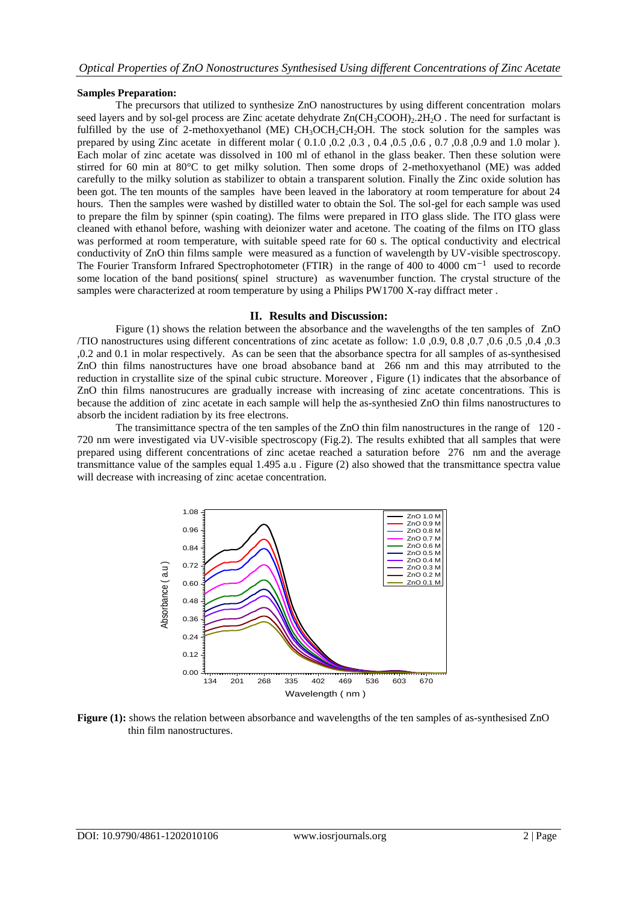**Samples Preparation:**

The precursors that utilized to synthesize ZnO nanostructures by using different concentration molars seed layers and by sol-gel process are Zinc acetate dehydrate $Zn(CH_3COOH)_2.2H_2O$ . The need for surfactant is fulfilled by the use of 2-methoxyethanol (ME) $CH_3OCH_2CH_2OH$. The stock solution for the samples was prepared by using Zinc acetate in different molar ( 0.1.0 ,0.2 ,0.3 , 0.4 ,0.5 ,0.6 , 0.7 ,0.8 ,0.9 and 1.0 molar ). Each molar of zinc acetate was dissolved in 100 ml of ethanol in the glass beaker. Then these solution were stirred for 60 min at 80°C to get milky solution. Then some drops of 2-methoxyethanol (ME) was added carefully to the milky solution as stabilizer to obtain a transparent solution. Finally the Zinc oxide solution has been got. The ten mounts of the samples have been leaved in the laboratory at room temperature for about 24 hours. Then the samples were washed by distilled water to obtain the Sol. The sol-gel for each sample was used to prepare the film by spinner (spin coating). The films were prepared in ITO glass slide. The ITO glass were cleaned with ethanol before, washing with deionizer water and acetone. The coating of the films on ITO glass was performed at room temperature, with suitable speed rate for 60 s. The optical conductivity and electrical conductivity of ZnO thin films sample were measured as a function of wavelength by UV-visible spectroscopy. The Fourier Transform Infrared Spectrophotometer (FTIR) in the range of 400 to 4000 $cm^{-1}$ used to recorde some location of the band positions( spinel structure) as wavenumber function. The crystal structure of the samples were characterized at room temperature by using a Philips PW1700 X-ray diffract meter .

## II. Results and Discussion:

Figure (1) shows the relation between the absorbance and the wavelengths of the ten samples of ZnO /TIO nanostructures using different concentrations of zinc acetate as follow: 1.0 ,0.9, 0.8 ,0.7 ,0.6 ,0.5 ,0.4 ,0.3 ,0.2 and 0.1 in molar respectively. As can be seen that the absorbance spectra for all samples of as-synthesised ZnO thin films nanostructures have one broad absobance band at 266 nm and this may atrributed to the reduction in crystallite size of the spinal cubic structure. Moreover , Figure (1) indicates that the absorbance of ZnO thin films nanostrucures are gradually increase with increasing of zinc acetate concentrations. This is because the addition of zinc acetate in each sample will help the as-synthesied ZnO thin films nanostructures to absorb the incident radiation by its free electrons.

The transimittance spectra of the ten samples of the ZnO thin film nanostructures in the range of 120 - 720 nm were investigated via UV-visible spectroscopy (Fig.2). The results exhibted that all samples that were prepared using different concentrations of zinc acetae reached a saturation before 276 nm and the average transmittance value of the samples equal 1.495 a.u . Figure (2) also showed that the transmittance spectra value will decrease with increasing of zinc acetae concentration.

**Figure (1):** shows the relation between absorbance and wavelengths of the ten samples of as-synthesised ZnO thin film nanostructures.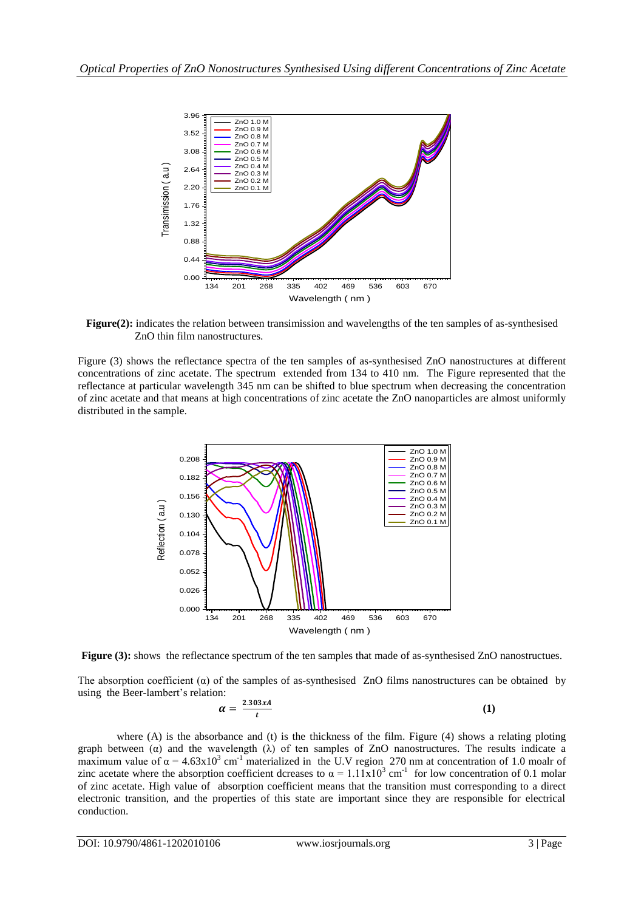**Figure(2):** indicates the relation between transimission and wavelengths of the ten samples of as-synthesised ZnO thin film nanostructures.

Figure (3) shows the reflectance spectra of the ten samples of as-synthesised ZnO nanostructures at different concentrations of zinc acetate. The spectrum extended from 134 to 410 nm. The Figure represented that the reflectance at particular wavelength 345 nm can be shifted to blue spectrum when decreasing the concentration of zinc acetate and that means at high concentrations of zinc acetate the ZnO nanoparticles are almost uniformly distributed in the sample.

**Figure (3):** shows the reflectance spectrum of the ten samples that made of as-synthesised ZnO nanostructues.

The absorption coefficient (α) of the samples of as-synthesised ZnO films nanostructures can be obtained by using the Beer-lambert's relation:

$$\alpha = \frac{2.303xA}{t} \quad \textbf{(1)}$$

where (A) is the absorbance and (t) is the thickness of the film. Figure (4) shows a relating ploting graph between (α) and the wavelength (λ) of ten samples of ZnO nanostructures. The results indicate a maximum value of $\alpha = 4.63x10^3$ $cm^{-1}$ materialized in the U.V region 270 nm at concentration of 1.0 moalr of zinc acetate where the absorption coefficient dcreases to $\alpha = 1.11x10^3$ $cm^{-1}$ for low concentration of 0.1 molar of zinc acetate. High value of absorption coefficient means that the transition must corresponding to a direct electronic transition, and the properties of this state are important since they are responsible for electrical conduction.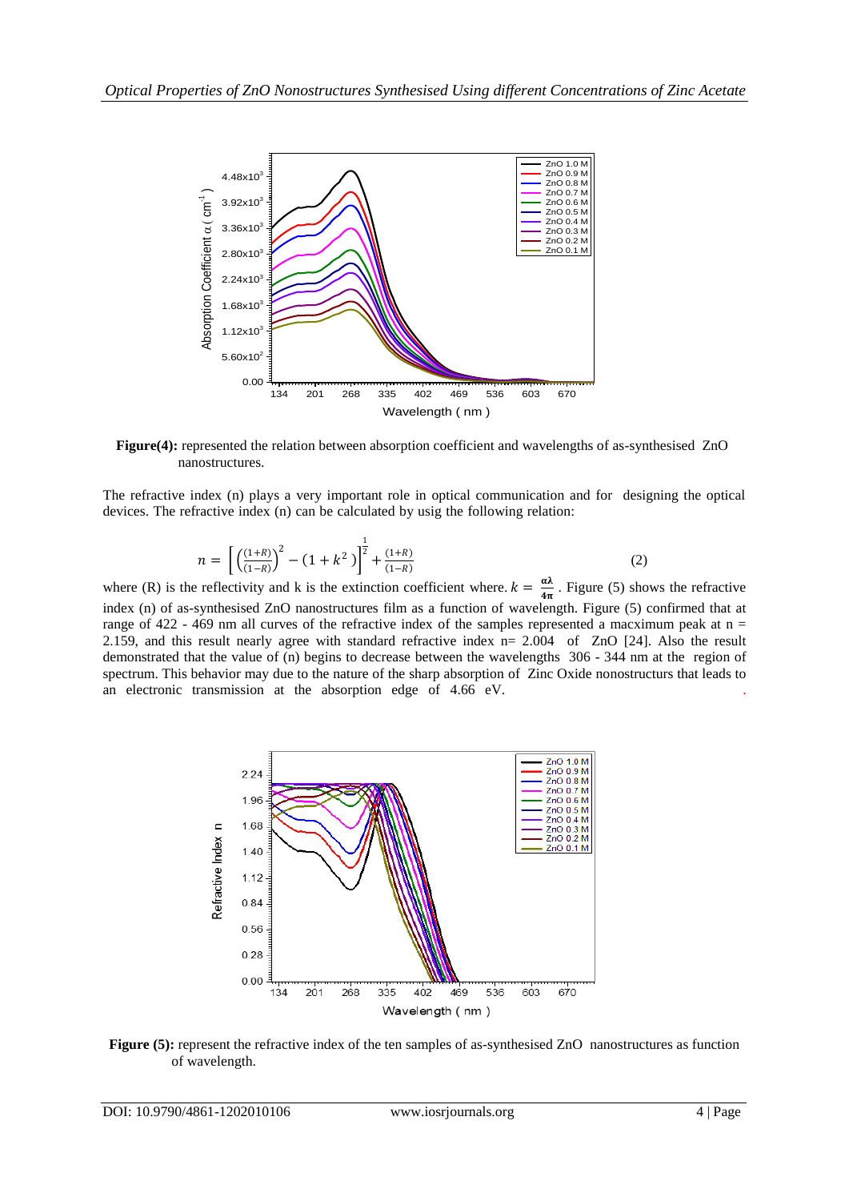**Figure(4):** represented the relation between absorption coefficient and wavelengths of as-synthesised ZnO nanostructures.

The refractive index (n) plays a very important role in optical communication and for designing the optical devices. The refractive index (n) can be calculated by usig the following relation:

$$n = \left[ \left(\frac{(1+R)}{(1-R)}\right)^2 - (1 + k^2) \right]^{\frac{1}{2}} + \frac{(1+R)}{(1-R)} \qquad (2)$$

where (R) is the reflectivity and k is the extinction coefficient where. $k = \frac{\alpha\lambda}{4\pi}$ . Figure (5) shows the refractive index (n) of as-synthesised ZnO nanostructures film as a function of wavelength. Figure (5) confirmed that at range of 422 - 469 nm all curves of the refractive index of the samples represented a macximum peak at n = 2.159, and this result nearly agree with standard refractive index n= 2.004 of ZnO [24]. Also the result demonstrated that the value of (n) begins to decrease between the wavelengths 306 - 344 nm at the region of spectrum. This behavior may due to the nature of the sharp absorption of Zinc Oxide nonostructures that leads to an electronic transmission at the absorption edge of 4.66 eV.

**Figure (5):** represent the refractive index of the ten samples of as-synthesised ZnO nanostructures as function of wavelength.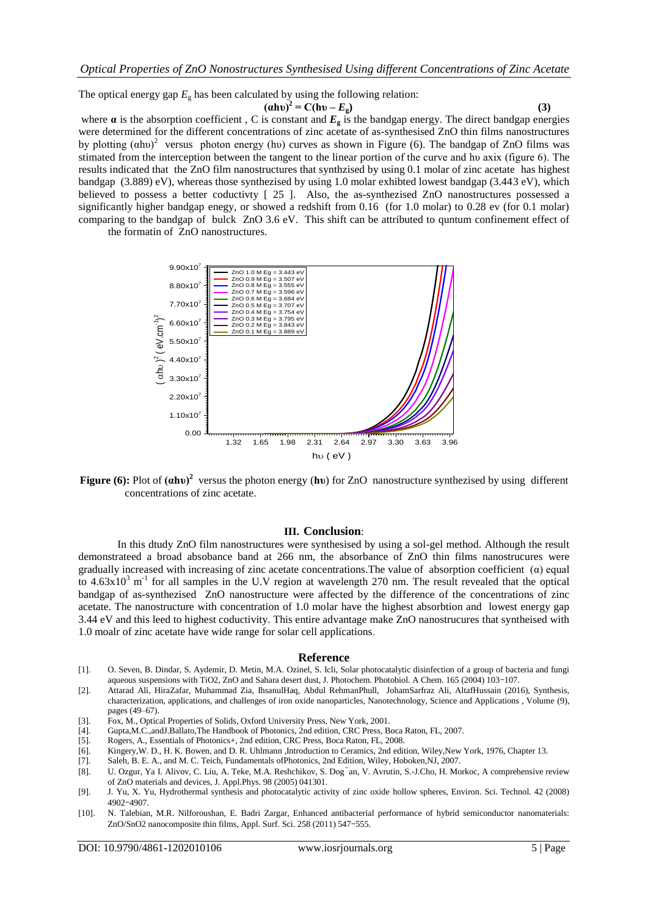The optical energy gap $E_g$ has been calculated by using the following relation:

$$(\alpha h\upsilon)^2 = C(h\upsilon - E_g) \quad (3)$$

where **α** is the absorption coefficient , C is constant and $E_g$ is the bandgap energy. The direct bandgap energies were determined for the different concentrations of zinc acetate of as-synthesised ZnO thin films nanostructures by plotting $(\alpha h\upsilon)^2$ versus photon energy (hυ) curves as shown in Figure (6). The bandgap of ZnO films was stimated from the interception between the tangent to the linear portion of the curve and hυ axix (figure 6). The results indicated that the ZnO film nanostructures that synthzised by using 0.1 molar of zinc acetate has highest bandgap (3.889) eV), whereas those synthezised by using 1.0 molar exhibted lowest bandgap (3.443 eV), which believed to possess a better coductivty [ 25 ]. Also, the as-synthezised ZnO nanostructures possessed a significantly higher bandgap enegy, or showed a redshift from 0.16 (for 1.0 molar) to 0.28 ev (for 0.1 molar) comparing to the bandgap of bulck ZnO 3.6 eV. This shift can be attributed to quntum confinement effect of the formatin of ZnO nanostructures.

**Figure (6):** Plot of $(\alpha h\upsilon)^2$ versus the photon energy (**hυ**) for ZnO nanostructure synthezised by using different concentrations of zinc acetate.

## III. Conclusion:

In this dtudy ZnO film nanostructures were synthesised by using a sol-gel method. Although the result demonstrateed a broad absobance band at 266 nm, the absorbance of ZnO thin films nanostrucures were gradually increased with increasing of zinc acetate concentrations.The value of absorption coefficient (α) equal to $4.63x10^3$ $m^{-1}$ for all samples in the U.V region at wavelength 270 nm. The result revealed that the optical bandgap of as-synthezised ZnO nanostructure were affected by the difference of the concentrations of zinc acetate. The nanostructure with concentration of 1.0 molar have the highest absorbtion and lowest energy gap 3.44 eV and this leed to highest coductivity. This entire advantage make ZnO nanostrucures that syntheised with 1.0 moalr of zinc acetate have wide range for solar cell applications.

## Reference

[1]. O. Seven, B. Dindar, S. Aydemir, D. Metin, M.A. Ozinel, S. Icli, Solar photocatalytic disinfection of a group of bacteria and fungi aqueous suspensions with TiO2, ZnO and Sahara desert dust, J. Photochem. Photobiol. A Chem. 165 (2004) 103−107.

[2]. Attarad Ali, HiraZafar, Muhammad Zia, IhsanulHaq, Abdul RehmanPhull, JohamSarfraz Ali, AltafHussain (2016), Synthesis, characterization, applications, and challenges of iron oxide nanoparticles, Nanotechnology, Science and Applications , Volume (9), pages (49–67).

[3]. Fox, M., Optical Properties of Solids, Oxford University Press, New York, 2001.

[4]. Gupta,M.C.,andJ.Ballato,The Handbook of Photonics, 2nd edition, CRC Press, Boca Raton, FL, 2007.

[5]. Rogers, A., Essentials of Photonics+, 2nd edition, CRC Press, Boca Raton, FL, 2008.

[6]. Kingery,W. D., H. K. Bowen, and D. R. Uhlmann ,Introduction to Ceramics, 2nd edition, Wiley,New York, 1976, Chapter 13.

[7]. Saleh, B. E. A., and M. C. Teich, Fundamentals ofPhotonics, 2nd Edition, Wiley, Hoboken,NJ, 2007.

[8]. U. Ozgur, Ya I. Alivov, C. Liu, A. Teke, M.A. Reshchikov, S. Dog˘an, V. Avrutin, S.-J.Cho, H. Morkoc, A comprehensive review of ZnO materials and devices, J. Appl.Phys. 98 (2005) 041301.

[9]. J. Yu, X. Yu, Hydrothermal synthesis and photocatalytic activity of zinc oxide hollow spheres, Environ. Sci. Technol. 42 (2008) 4902−4907.

[10]. N. Talebian, M.R. Nilforoushan, E. Badri Zargar, Enhanced antibacterial performance of hybrid semiconductor nanomaterials: ZnO/SnO2 nanocomposite thin films, Appl. Surf. Sci. 258 (2011) 547−555.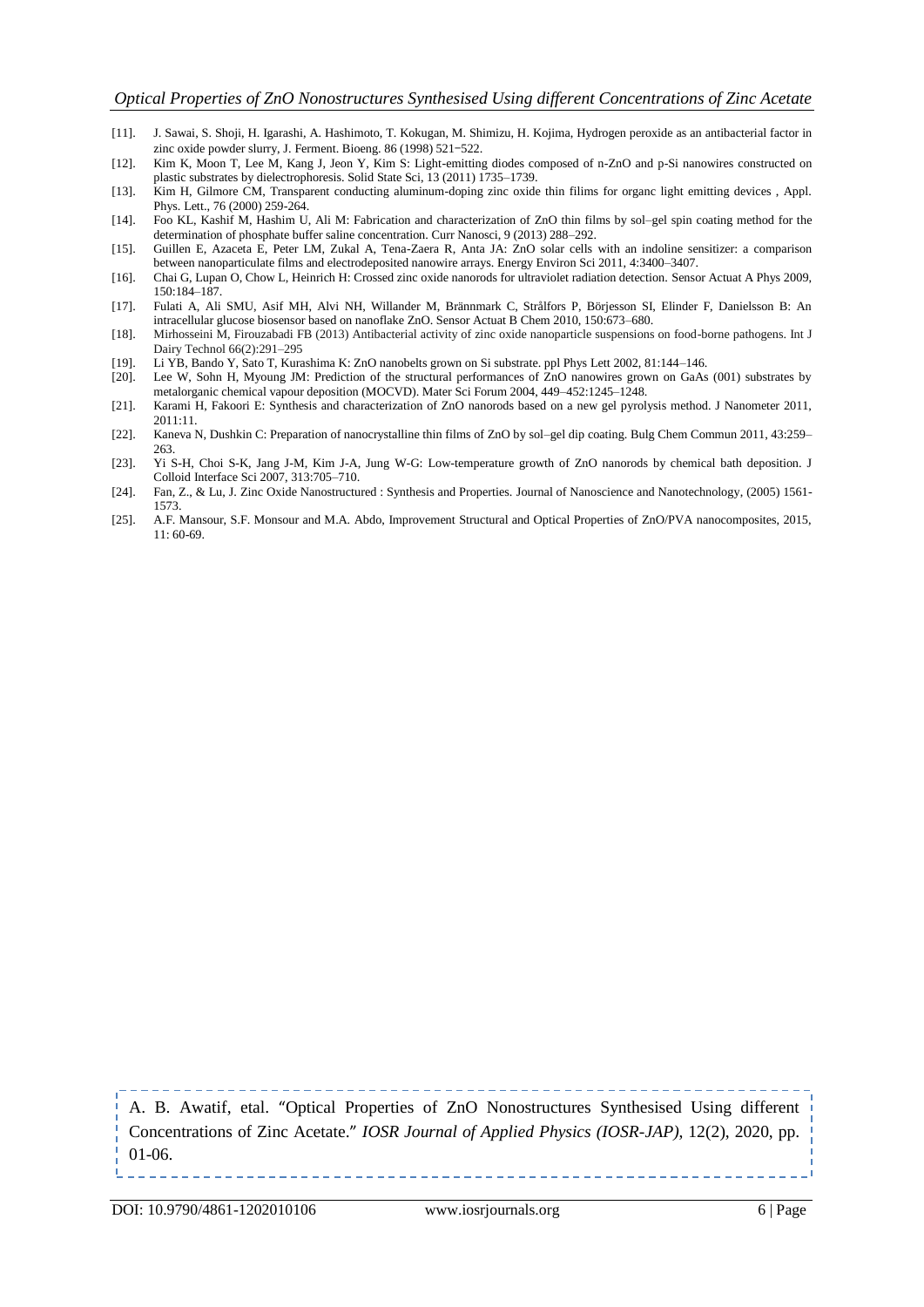[11]. J. Sawai, S. Shoji, H. Igarashi, A. Hashimoto, T. Kokugan, M. Shimizu, H. Kojima, Hydrogen peroxide as an antibacterial factor in zinc oxide powder slurry, J. Ferment. Bioeng. 86 (1998) 521−522.

[12]. Kim K, Moon T, Lee M, Kang J, Jeon Y, Kim S: Light-emitting diodes composed of n-ZnO and p-Si nanowires constructed on plastic substrates by dielectrophoresis. Solid State Sci, 13 (2011) 1735–1739.

[13]. Kim H, Gilmore CM, Transparent conducting aluminum-doping zinc oxide thin filims for organc light emitting devices , Appl. Phys. Lett., 76 (2000) 259-264.

[14]. Foo KL, Kashif M, Hashim U, Ali M: Fabrication and characterization of ZnO thin films by sol–gel spin coating method for the determination of phosphate buffer saline concentration. Curr Nanosci, 9 (2013) 288–292.

[15]. Guillen E, Azaceta E, Peter LM, Zukal A, Tena-Zaera R, Anta JA: ZnO solar cells with an indoline sensitizer: a comparison between nanoparticulate films and electrodeposited nanowire arrays. Energy Environ Sci 2011, 4:3400–3407.

[16]. Chai G, Lupan O, Chow L, Heinrich H: Crossed zinc oxide nanorods for ultraviolet radiation detection. Sensor Actuat A Phys 2009, 150:184–187.

[17]. Fulati A, Ali SMU, Asif MH, Alvi NH, Willander M, Brännmark C, Strålfors P, Börjesson SI, Elinder F, Danielsson B: An intracellular glucose biosensor based on nanoflake ZnO. Sensor Actuat B Chem 2010, 150:673–680.

[18]. Mirhosseini M, Firouzabadi FB (2013) Antibacterial activity of zinc oxide nanoparticle suspensions on food-borne pathogens. Int J Dairy Technol 66(2):291–295

[19]. Li YB, Bando Y, Sato T, Kurashima K: ZnO nanobelts grown on Si substrate. ppl Phys Lett 2002, 81:144–146.

[20]. Lee W, Sohn H, Myoung JM: Prediction of the structural performances of ZnO nanowires grown on GaAs (001) substrates by metalorganic chemical vapour deposition (MOCVD). Mater Sci Forum 2004, 449–452:1245–1248.

[21]. Karami H, Fakoori E: Synthesis and characterization of ZnO nanorods based on a new gel pyrolysis method. J Nanometer 2011, 2011:11.

[22]. Kaneva N, Dushkin C: Preparation of nanocrystalline thin films of ZnO by sol–gel dip coating. Bulg Chem Commun 2011, 43:259–263.

[23]. Yi S-H, Choi S-K, Jang J-M, Kim J-A, Jung W-G: Low-temperature growth of ZnO nanorods by chemical bath deposition. J Colloid Interface Sci 2007, 313:705–710.

[24]. Fan, Z., & Lu, J. Zinc Oxide Nanostructured : Synthesis and Properties. Journal of Nanoscience and Nanotechnology, (2005) 1561-1573.

[25]. A.F. Mansour, S.F. Monsour and M.A. Abdo, Improvement Structural and Optical Properties of ZnO/PVA nanocomposites, 2015, 11: 60-69.

A. B. Awatif, etal. "Optical Properties of ZnO Nonostructures Synthesised Using different Concentrations of Zinc Acetate." *IOSR Journal of Applied Physics (IOSR-JAP)*, 12(2), 2020, pp. 01-06.